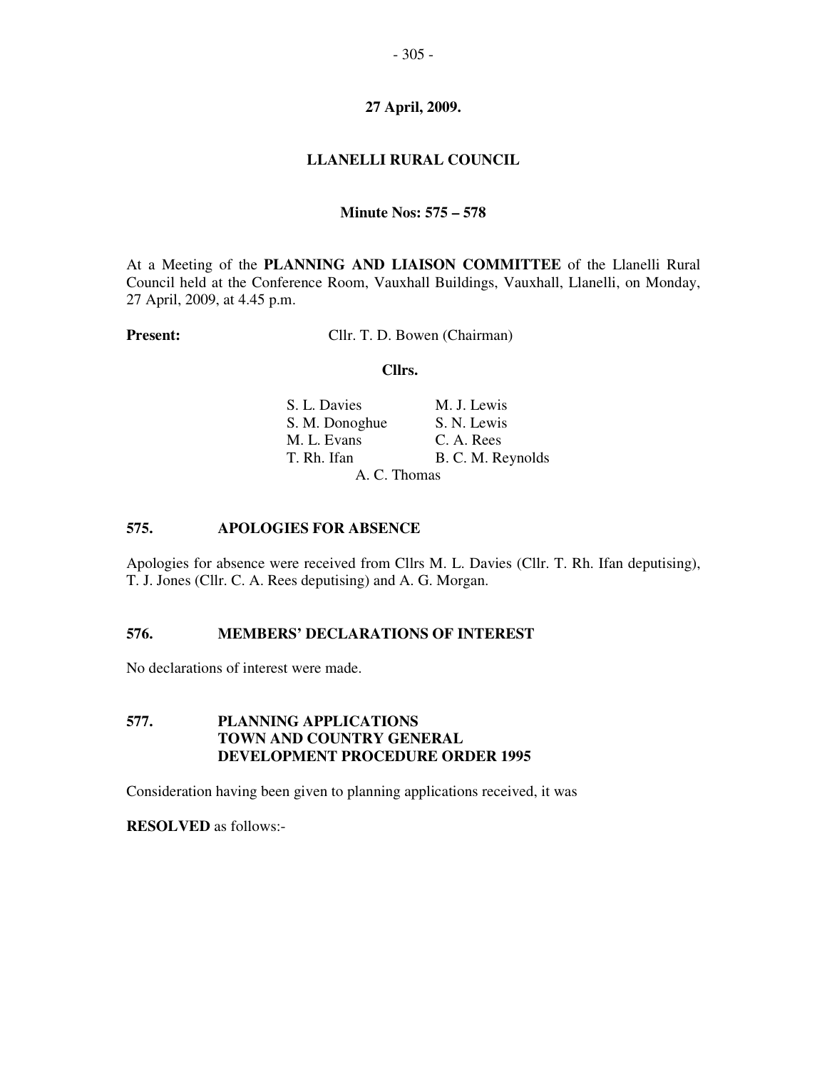**27 April, 2009.**

# LLANELLI RURAL COUNCIL

**Minute Nos: 575 – 578**

At a Meeting of the **PLANNING AND LIAISON COMMITTEE** of the Llanelli Rural Council held at the Conference Room, Vauxhall Buildings, Vauxhall, Llanelli, on Monday, 27 April, 2009, at 4.45 p.m.

**Present:** Cllr. T. D. Bowen (Chairman)

**Cllrs.**

S. L. Davies
S. M. Donoghue
M. L. Evans
T. Rh. Ifan
M. J. Lewis
S. N. Lewis
C. A. Rees
B. C. M. Reynolds
A. C. Thomas

## 575. APOLOGIES FOR ABSENCE

Apologies for absence were received from Cllrs M. L. Davies (Cllr. T. Rh. Ifan deputising), T. J. Jones (Cllr. C. A. Rees deputising) and A. G. Morgan.

## 576. MEMBERS' DECLARATIONS OF INTEREST

No declarations of interest were made.

## 577. PLANNING APPLICATIONS TOWN AND COUNTRY GENERAL DEVELOPMENT PROCEDURE ORDER 1995

Consideration having been given to planning applications received, it was

**RESOLVED** as follows:-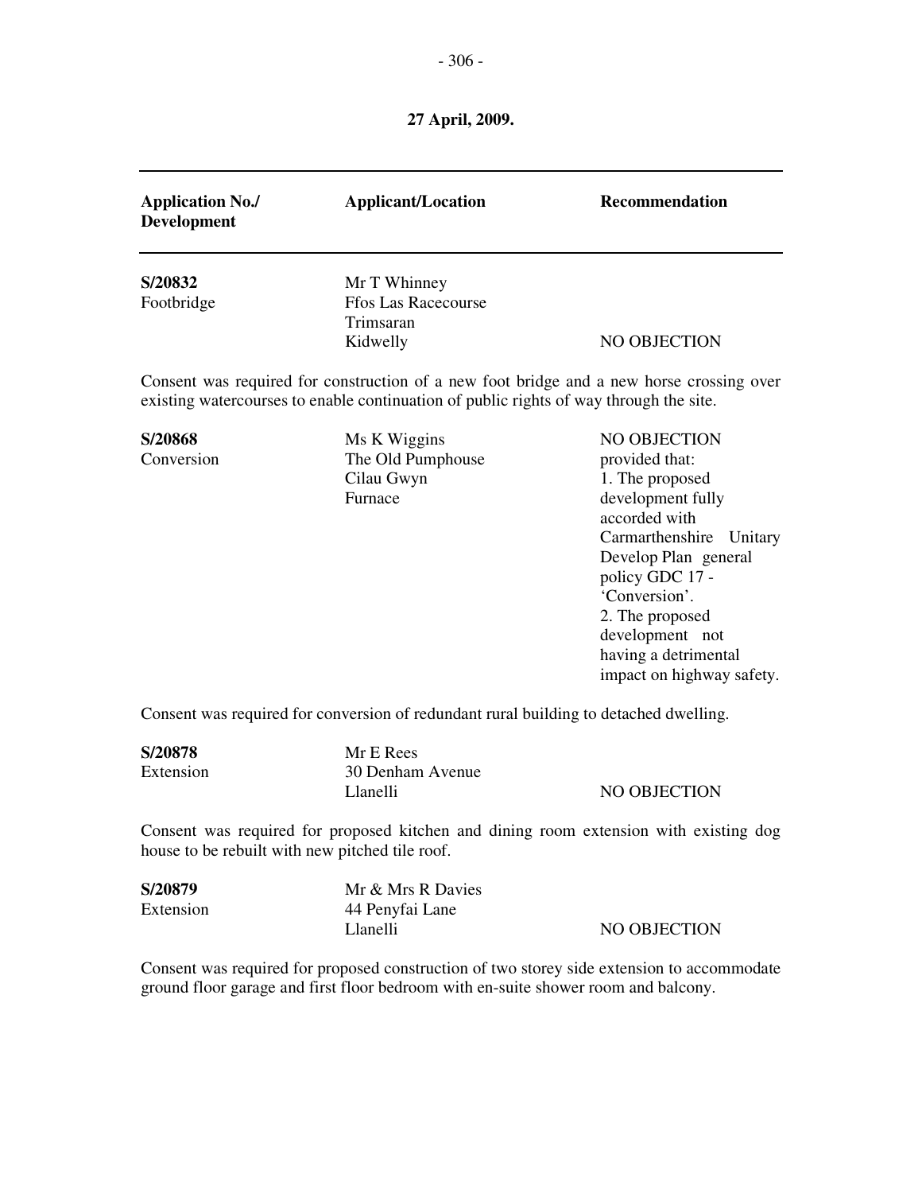**27 April, 2009.**

| **Application No./ Development** | **Applicant/Location** | **Recommendation** |
|---|---|---|
| **S/20832** Footbridge | Mr T Whinney Ffos Las Racecourse Trimsaran Kidwelly | NO OBJECTION |

Consent was required for construction of a new foot bridge and a new horse crossing over existing watercourses to enable continuation of public rights of way through the site.

| | | |
|---|---|---|
| **S/20868** Conversion | Ms K Wiggins The Old Pumphouse Cilau Gwyn Furnace | NO OBJECTION provided that: 1. The proposed development fully accorded with Carmarthenshire Unitary Develop Plan general policy GDC 17 - 'Conversion'. 2. The proposed development not having a detrimental impact on highway safety. |

Consent was required for conversion of redundant rural building to detached dwelling.

| | | |
|---|---|---|
| **S/20878** Extension | Mr E Rees 30 Denham Avenue Llanelli | NO OBJECTION |

Consent was required for proposed kitchen and dining room extension with existing dog house to be rebuilt with new pitched tile roof.

| | | |
|---|---|---|
| **S/20879** Extension | Mr & Mrs R Davies 44 Penyfai Lane Llanelli | NO OBJECTION |

Consent was required for proposed construction of two storey side extension to accommodate ground floor garage and first floor bedroom with en-suite shower room and balcony.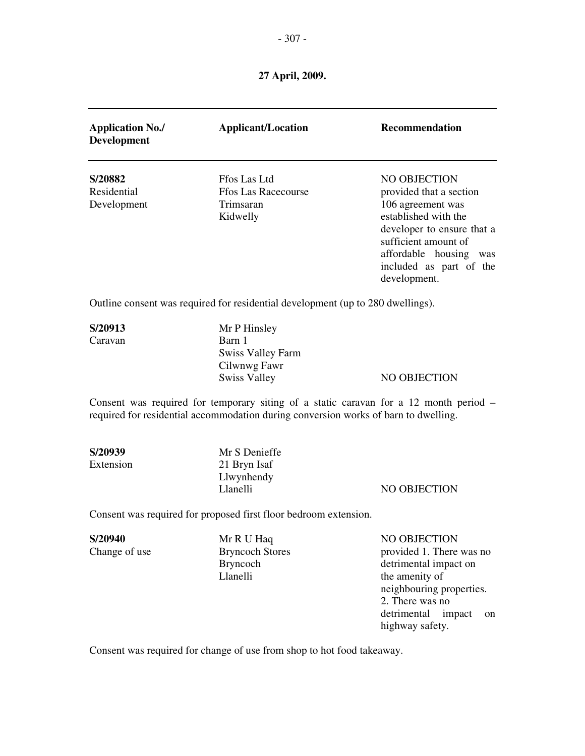**27 April, 2009.**

| Application No./ Development | Applicant/Location | Recommendation |
|---|---|---|
| **S/20882** Residential Development | Ffos Las Ltd Ffos Las Racecourse Trimsaran Kidwelly | NO OBJECTION provided that a section 106 agreement was established with the developer to ensure that a sufficient amount of affordable housing was included as part of the development. |

Outline consent was required for residential development (up to 280 dwellings).

| | | |
|---|---|---|
| **S/20913** Caravan | Mr P Hinsley Barn 1 Swiss Valley Farm Cilwnwg Fawr Swiss Valley | NO OBJECTION |

Consent was required for temporary siting of a static caravan for a 12 month period – required for residential accommodation during conversion works of barn to dwelling.

| | | |
|---|---|---|
| **S/20939** Extension | Mr S Denieffe 21 Bryn Isaf Llwynhendy Llanelli | NO OBJECTION |

Consent was required for proposed first floor bedroom extension.

| | | |
|---|---|---|
| **S/20940** Change of use | Mr R U Haq Bryncoch Stores Bryncoch Llanelli | NO OBJECTION provided 1. There was no detrimental impact on the amenity of neighbouring properties. 2. There was no detrimental impact on highway safety. |

Consent was required for change of use from shop to hot food takeaway.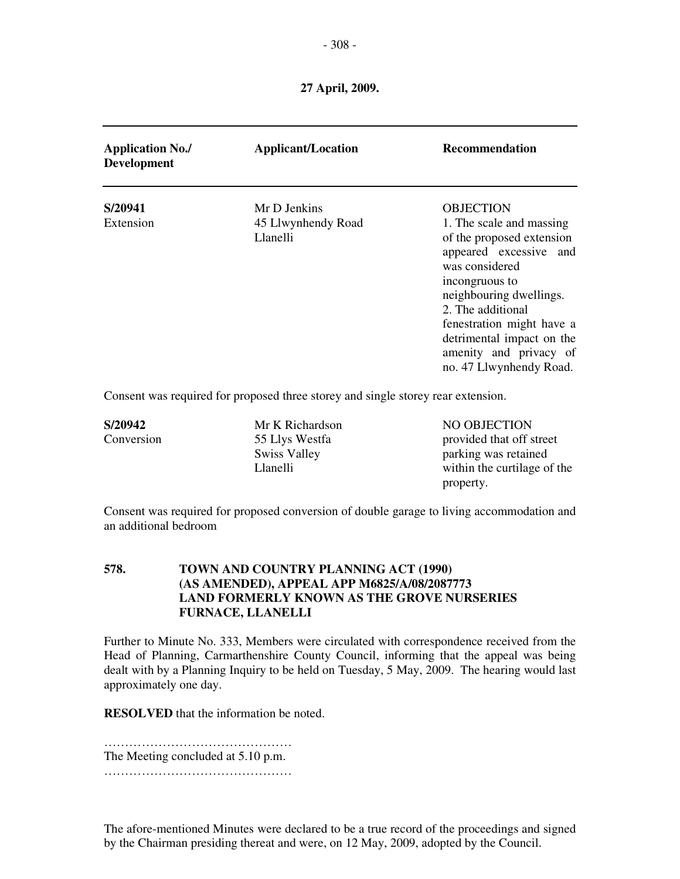**27 April, 2009.**

| Application No./ Development | Applicant/Location | Recommendation |
|---|---|---|
| **S/20941** Extension | Mr D Jenkins 45 Llwynhendy Road Llanelli | OBJECTION 1. The scale and massing of the proposed extension appeared excessive and was considered incongruous to neighbouring dwellings. 2. The additional fenestration might have a detrimental impact on the amenity and privacy of no. 47 Llwynhendy Road. |

Consent was required for proposed three storey and single storey rear extension.

| | | |
|---|---|---|
| **S/20942** Conversion | Mr K Richardson 55 Llys Westfa Swiss Valley Llanelli | NO OBJECTION provided that off street parking was retained within the curtilage of the property. |

Consent was required for proposed conversion of double garage to living accommodation and an additional bedroom

## 578. TOWN AND COUNTRY PLANNING ACT (1990) (AS AMENDED), APPEAL APP M6825/A/08/2087773 LAND FORMERLY KNOWN AS THE GROVE NURSERIES FURNACE, LLANELLI

Further to Minute No. 333, Members were circulated with correspondence received from the Head of Planning, Carmarthenshire County Council, informing that the appeal was being dealt with by a Planning Inquiry to be held on Tuesday, 5 May, 2009. The hearing would last approximately one day.

**RESOLVED** that the information be noted.

………………………………………

The Meeting concluded at 5.10 p.m.

………………………………………

The afore-mentioned Minutes were declared to be a true record of the proceedings and signed by the Chairman presiding thereat and were, on 12 May, 2009, adopted by the Council.